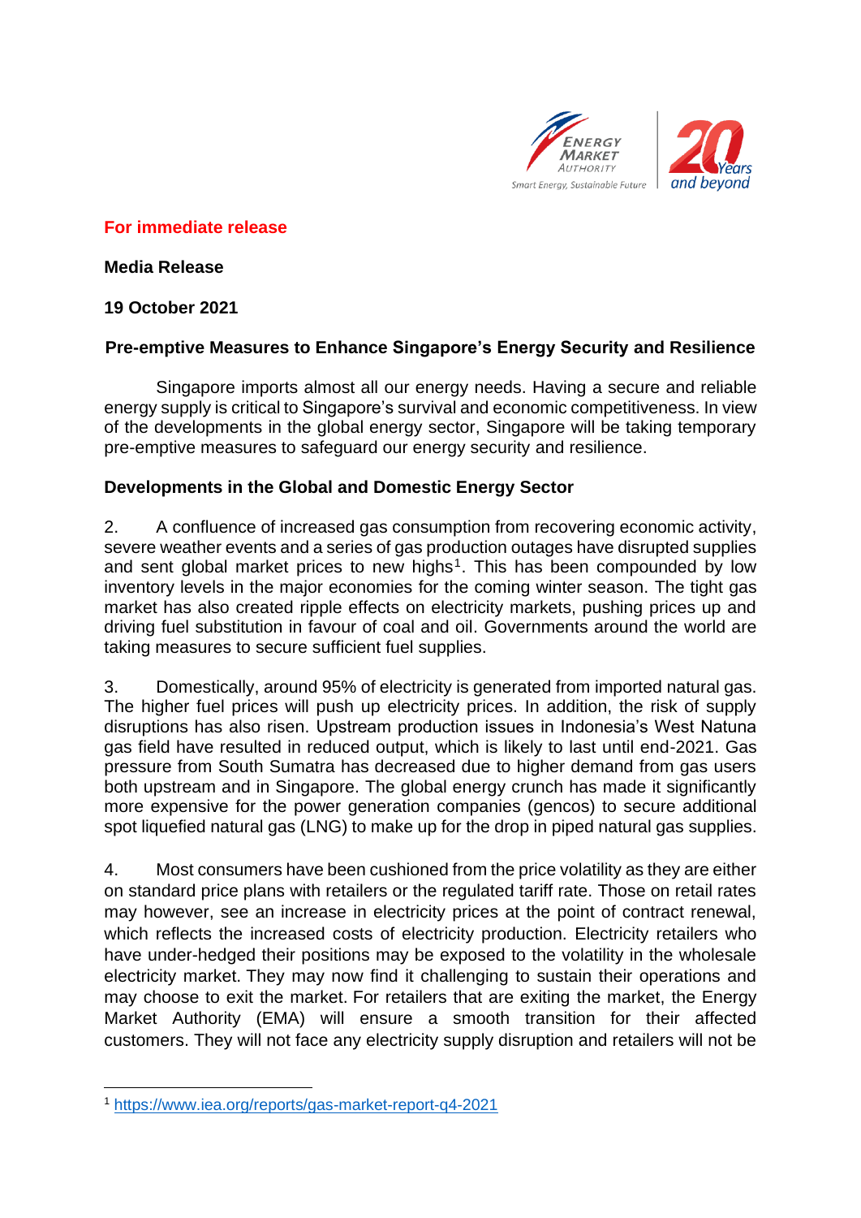**For immediate release**

**Media Release**

**19 October 2021**

**Pre-emptive Measures to Enhance Singapore's Energy Security and Resilience**

Singapore imports almost all our energy needs. Having a secure and reliable energy supply is critical to Singapore's survival and economic competitiveness. In view of the developments in the global energy sector, Singapore will be taking temporary pre-emptive measures to safeguard our energy security and resilience.

**Developments in the Global and Domestic Energy Sector**

2. A confluence of increased gas consumption from recovering economic activity, severe weather events and a series of gas production outages have disrupted supplies and sent global market prices to new highs[1]. This has been compounded by low inventory levels in the major economies for the coming winter season. The tight gas market has also created ripple effects on electricity markets, pushing prices up and driving fuel substitution in favour of coal and oil. Governments around the world are taking measures to secure sufficient fuel supplies.

3. Domestically, around 95% of electricity is generated from imported natural gas. The higher fuel prices will push up electricity prices. In addition, the risk of supply disruptions has also risen. Upstream production issues in Indonesia's West Natuna gas field have resulted in reduced output, which is likely to last until end-2021. Gas pressure from South Sumatra has decreased due to higher demand from gas users both upstream and in Singapore. The global energy crunch has made it significantly more expensive for the power generation companies (gencos) to secure additional spot liquefied natural gas (LNG) to make up for the drop in piped natural gas supplies.

4. Most consumers have been cushioned from the price volatility as they are either on standard price plans with retailers or the regulated tariff rate. Those on retail rates may however, see an increase in electricity prices at the point of contract renewal, which reflects the increased costs of electricity production. Electricity retailers who have under-hedged their positions may be exposed to the volatility in the wholesale electricity market. They may now find it challenging to sustain their operations and may choose to exit the market. For retailers that are exiting the market, the Energy Market Authority (EMA) will ensure a smooth transition for their affected customers. They will not face any electricity supply disruption and retailers will not be

---

[1] https://www.iea.org/reports/gas-market-report-q4-2021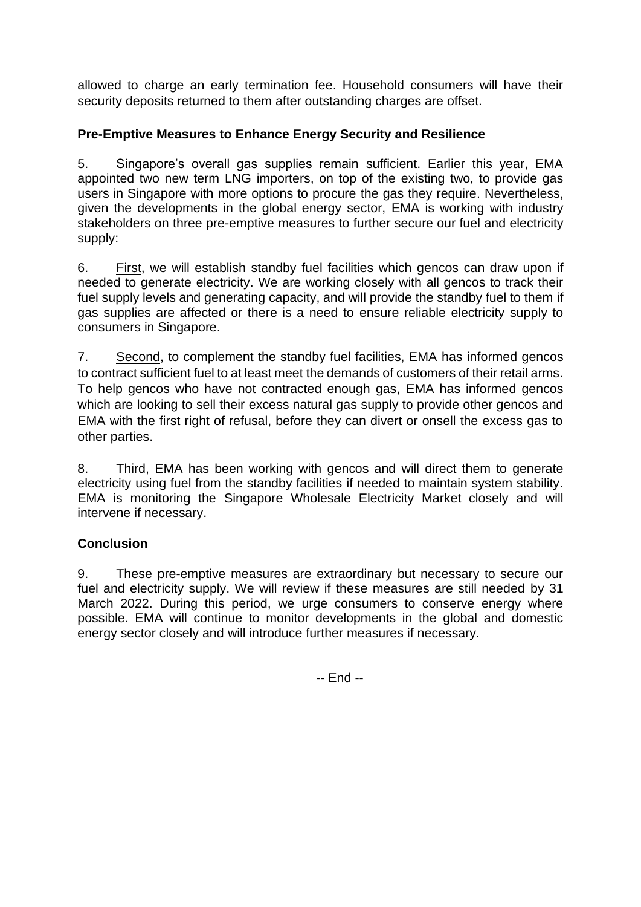allowed to charge an early termination fee. Household consumers will have their security deposits returned to them after outstanding charges are offset.

**Pre-Emptive Measures to Enhance Energy Security and Resilience**

5. Singapore's overall gas supplies remain sufficient. Earlier this year, EMA appointed two new term LNG importers, on top of the existing two, to provide gas users in Singapore with more options to procure the gas they require. Nevertheless, given the developments in the global energy sector, EMA is working with industry stakeholders on three pre-emptive measures to further secure our fuel and electricity supply:

6. First, we will establish standby fuel facilities which gencos can draw upon if needed to generate electricity. We are working closely with all gencos to track their fuel supply levels and generating capacity, and will provide the standby fuel to them if gas supplies are affected or there is a need to ensure reliable electricity supply to consumers in Singapore.

7. Second, to complement the standby fuel facilities, EMA has informed gencos to contract sufficient fuel to at least meet the demands of customers of their retail arms. To help gencos who have not contracted enough gas, EMA has informed gencos which are looking to sell their excess natural gas supply to provide other gencos and EMA with the first right of refusal, before they can divert or onsell the excess gas to other parties.

8. Third, EMA has been working with gencos and will direct them to generate electricity using fuel from the standby facilities if needed to maintain system stability. EMA is monitoring the Singapore Wholesale Electricity Market closely and will intervene if necessary.

**Conclusion**

9. These pre-emptive measures are extraordinary but necessary to secure our fuel and electricity supply. We will review if these measures are still needed by 31 March 2022. During this period, we urge consumers to conserve energy where possible. EMA will continue to monitor developments in the global and domestic energy sector closely and will introduce further measures if necessary.

-- End --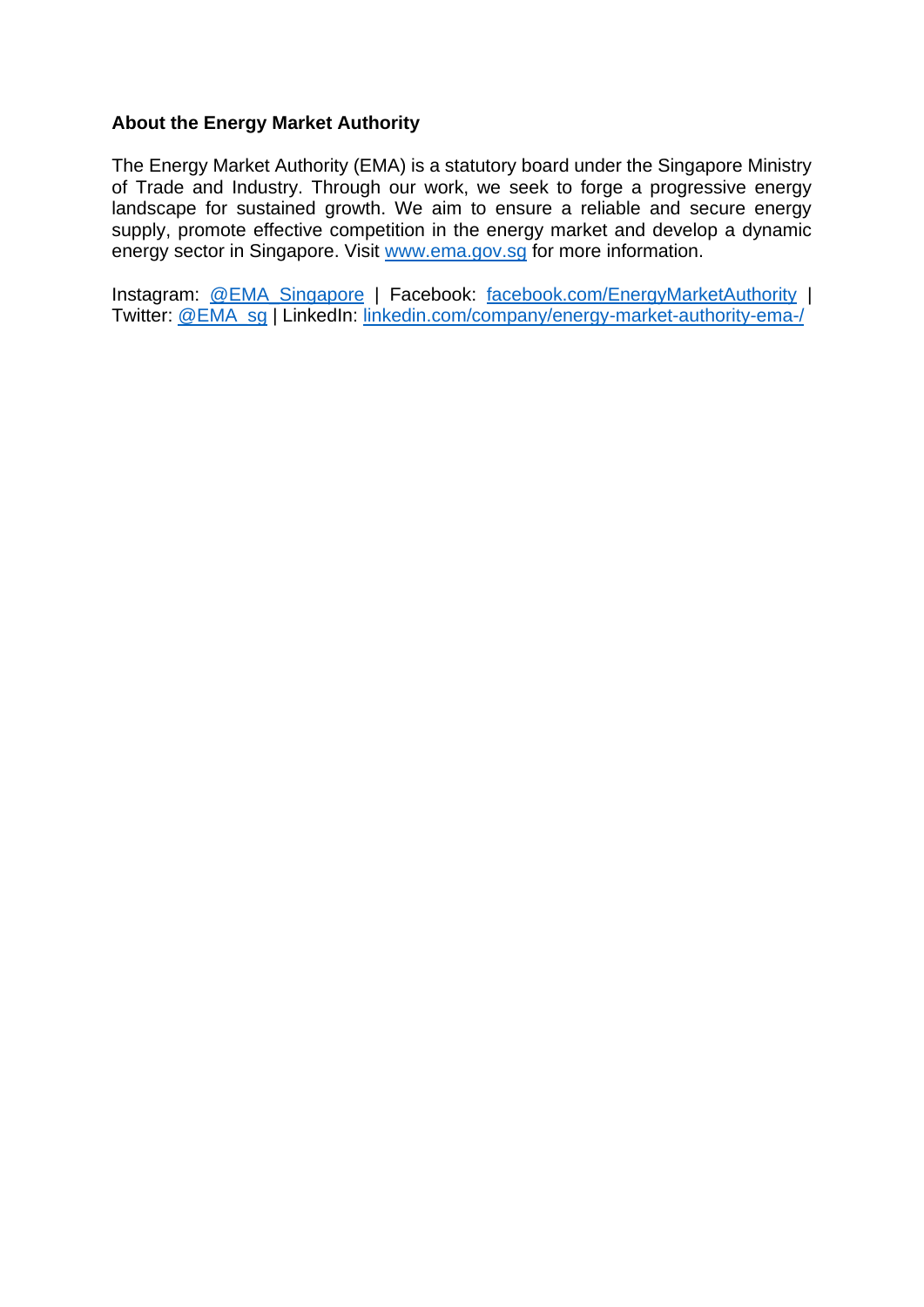**About the Energy Market Authority**

The Energy Market Authority (EMA) is a statutory board under the Singapore Ministry of Trade and Industry. Through our work, we seek to forge a progressive energy landscape for sustained growth. We aim to ensure a reliable and secure energy supply, promote effective competition in the energy market and develop a dynamic energy sector in Singapore. Visit [www.ema.gov.sg](http://www.ema.gov.sg) for more information.

Instagram: @EMA_Singapore | Facebook: facebook.com/EnergyMarketAuthority | Twitter: @EMA_sg | LinkedIn: linkedin.com/company/energy-market-authority-ema-/